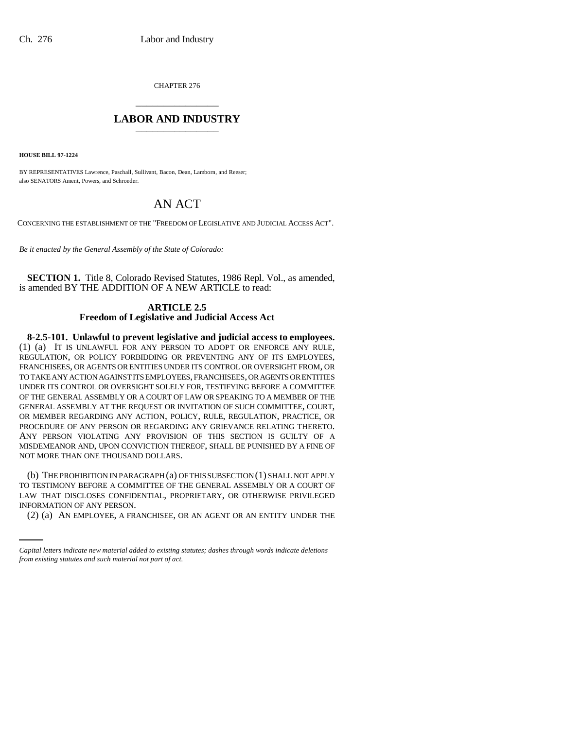CHAPTER 276

## LABOR AND INDUSTRY

**HOUSE BILL 97-1224**

BY REPRESENTATIVES Lawrence, Paschall, Sullivant, Bacon, Dean, Lamborn, and Reeser;
also SENATORS Ament, Powers, and Schroeder.

# AN ACT

CONCERNING THE ESTABLISHMENT OF THE "FREEDOM OF LEGISLATIVE AND JUDICIAL ACCESS ACT".

*Be it enacted by the General Assembly of the State of Colorado:*

**SECTION 1.** Title 8, Colorado Revised Statutes, 1986 Repl. Vol., as amended, is amended BY THE ADDITION OF A NEW ARTICLE to read:

**ARTICLE 2.5**
**Freedom of Legislative and Judicial Access Act**

**8-2.5-101. Unlawful to prevent legislative and judicial access to employees.** (1) (a) IT IS UNLAWFUL FOR ANY PERSON TO ADOPT OR ENFORCE ANY RULE, REGULATION, OR POLICY FORBIDDING OR PREVENTING ANY OF ITS EMPLOYEES, FRANCHISEES, OR AGENTS OR ENTITIES UNDER ITS CONTROL OR OVERSIGHT FROM, OR TO TAKE ANY ACTION AGAINST ITS EMPLOYEES, FRANCHISEES, OR AGENTS OR ENTITIES UNDER ITS CONTROL OR OVERSIGHT SOLELY FOR, TESTIFYING BEFORE A COMMITTEE OF THE GENERAL ASSEMBLY OR A COURT OF LAW OR SPEAKING TO A MEMBER OF THE GENERAL ASSEMBLY AT THE REQUEST OR INVITATION OF SUCH COMMITTEE, COURT, OR MEMBER REGARDING ANY ACTION, POLICY, RULE, REGULATION, PRACTICE, OR PROCEDURE OF ANY PERSON OR REGARDING ANY GRIEVANCE RELATING THERETO. ANY PERSON VIOLATING ANY PROVISION OF THIS SECTION IS GUILTY OF A MISDEMEANOR AND, UPON CONVICTION THEREOF, SHALL BE PUNISHED BY A FINE OF NOT MORE THAN ONE THOUSAND DOLLARS.

(b) THE PROHIBITION IN PARAGRAPH (a) OF THIS SUBSECTION (1) SHALL NOT APPLY TO TESTIMONY BEFORE A COMMITTEE OF THE GENERAL ASSEMBLY OR A COURT OF LAW THAT DISCLOSES CONFIDENTIAL, PROPRIETARY, OR OTHERWISE PRIVILEGED INFORMATION OF ANY PERSON.

(2) (a) AN EMPLOYEE, A FRANCHISEE, OR AN AGENT OR AN ENTITY UNDER THE

*Capital letters indicate new material added to existing statutes; dashes through words indicate deletions from existing statutes and such material not part of act.*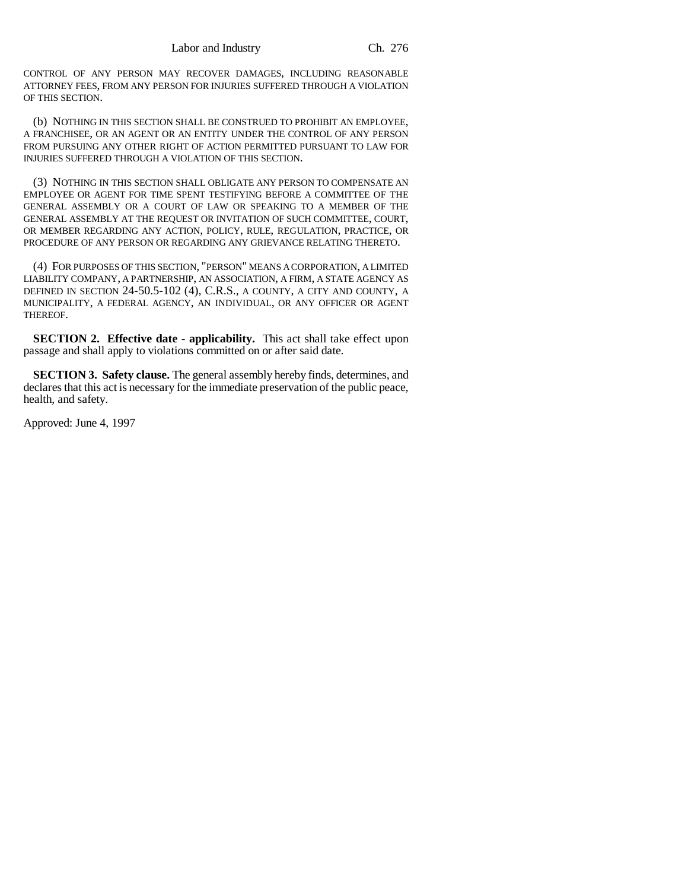CONTROL OF ANY PERSON MAY RECOVER DAMAGES, INCLUDING REASONABLE ATTORNEY FEES, FROM ANY PERSON FOR INJURIES SUFFERED THROUGH A VIOLATION OF THIS SECTION.

(b) NOTHING IN THIS SECTION SHALL BE CONSTRUED TO PROHIBIT AN EMPLOYEE, A FRANCHISEE, OR AN AGENT OR AN ENTITY UNDER THE CONTROL OF ANY PERSON FROM PURSUING ANY OTHER RIGHT OF ACTION PERMITTED PURSUANT TO LAW FOR INJURIES SUFFERED THROUGH A VIOLATION OF THIS SECTION.

(3) NOTHING IN THIS SECTION SHALL OBLIGATE ANY PERSON TO COMPENSATE AN EMPLOYEE OR AGENT FOR TIME SPENT TESTIFYING BEFORE A COMMITTEE OF THE GENERAL ASSEMBLY OR A COURT OF LAW OR SPEAKING TO A MEMBER OF THE GENERAL ASSEMBLY AT THE REQUEST OR INVITATION OF SUCH COMMITTEE, COURT, OR MEMBER REGARDING ANY ACTION, POLICY, RULE, REGULATION, PRACTICE, OR PROCEDURE OF ANY PERSON OR REGARDING ANY GRIEVANCE RELATING THERETO.

(4) FOR PURPOSES OF THIS SECTION, "PERSON" MEANS A CORPORATION, A LIMITED LIABILITY COMPANY, A PARTNERSHIP, AN ASSOCIATION, A FIRM, A STATE AGENCY AS DEFINED IN SECTION 24-50.5-102 (4), C.R.S., A COUNTY, A CITY AND COUNTY, A MUNICIPALITY, A FEDERAL AGENCY, AN INDIVIDUAL, OR ANY OFFICER OR AGENT THEREOF.

**SECTION 2. Effective date - applicability.** This act shall take effect upon passage and shall apply to violations committed on or after said date.

**SECTION 3. Safety clause.** The general assembly hereby finds, determines, and declares that this act is necessary for the immediate preservation of the public peace, health, and safety.

Approved: June 4, 1997